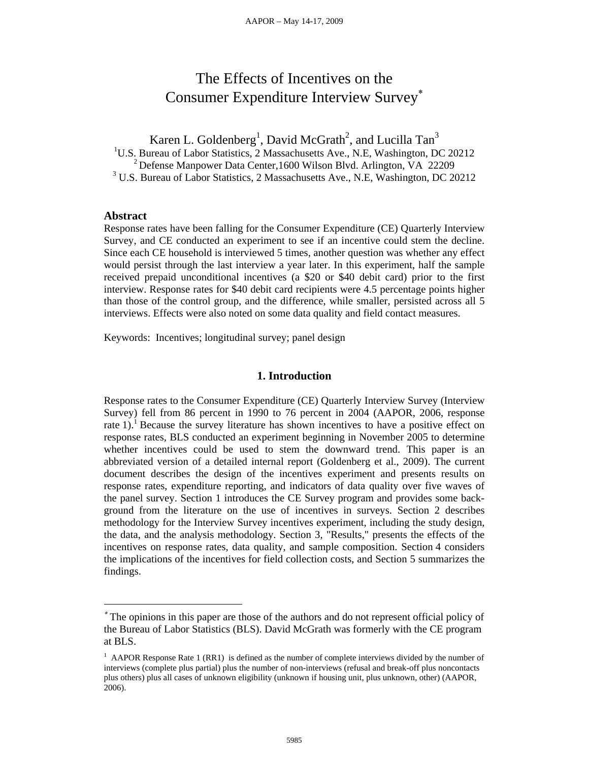# The Effects of Incentives on the Consumer Expenditure Interview Survey*

Karen L. Goldenberg[1], David McGrath[2], and Lucilla Tan[3]

[1]U.S. Bureau of Labor Statistics, 2 Massachusetts Ave., N.E, Washington, DC 20212
[2] Defense Manpower Data Center,1600 Wilson Blvd. Arlington, VA 22209
[3] U.S. Bureau of Labor Statistics, 2 Massachusetts Ave., N.E, Washington, DC 20212

## Abstract

Response rates have been falling for the Consumer Expenditure (CE) Quarterly Interview Survey, and CE conducted an experiment to see if an incentive could stem the decline. Since each CE household is interviewed 5 times, another question was whether any effect would persist through the last interview a year later. In this experiment, half the sample received prepaid unconditional incentives (a $20 or $40 debit card) prior to the first interview. Response rates for $40 debit card recipients were 4.5 percentage points higher than those of the control group, and the difference, while smaller, persisted across all 5 interviews. Effects were also noted on some data quality and field contact measures.

Keywords: Incentives; longitudinal survey; panel design

## 1. Introduction

Response rates to the Consumer Expenditure (CE) Quarterly Interview Survey (Interview Survey) fell from 86 percent in 1990 to 76 percent in 2004 (AAPOR, 2006, response rate 1).[1] Because the survey literature has shown incentives to have a positive effect on response rates, BLS conducted an experiment beginning in November 2005 to determine whether incentives could be used to stem the downward trend. This paper is an abbreviated version of a detailed internal report (Goldenberg et al., 2009). The current document describes the design of the incentives experiment and presents results on response rates, expenditure reporting, and indicators of data quality over five waves of the panel survey. Section 1 introduces the CE Survey program and provides some back-ground from the literature on the use of incentives in surveys. Section 2 describes methodology for the Interview Survey incentives experiment, including the study design, the data, and the analysis methodology. Section 3, "Results," presents the effects of the incentives on response rates, data quality, and sample composition. Section 4 considers the implications of the incentives for field collection costs, and Section 5 summarizes the findings.

---

* The opinions in this paper are those of the authors and do not represent official policy of the Bureau of Labor Statistics (BLS). David McGrath was formerly with the CE program at BLS.

[1] AAPOR Response Rate 1 (RR1) is defined as the number of complete interviews divided by the number of interviews (complete plus partial) plus the number of non-interviews (refusal and break-off plus noncontacts plus others) plus all cases of unknown eligibility (unknown if housing unit, plus unknown, other) (AAPOR, 2006).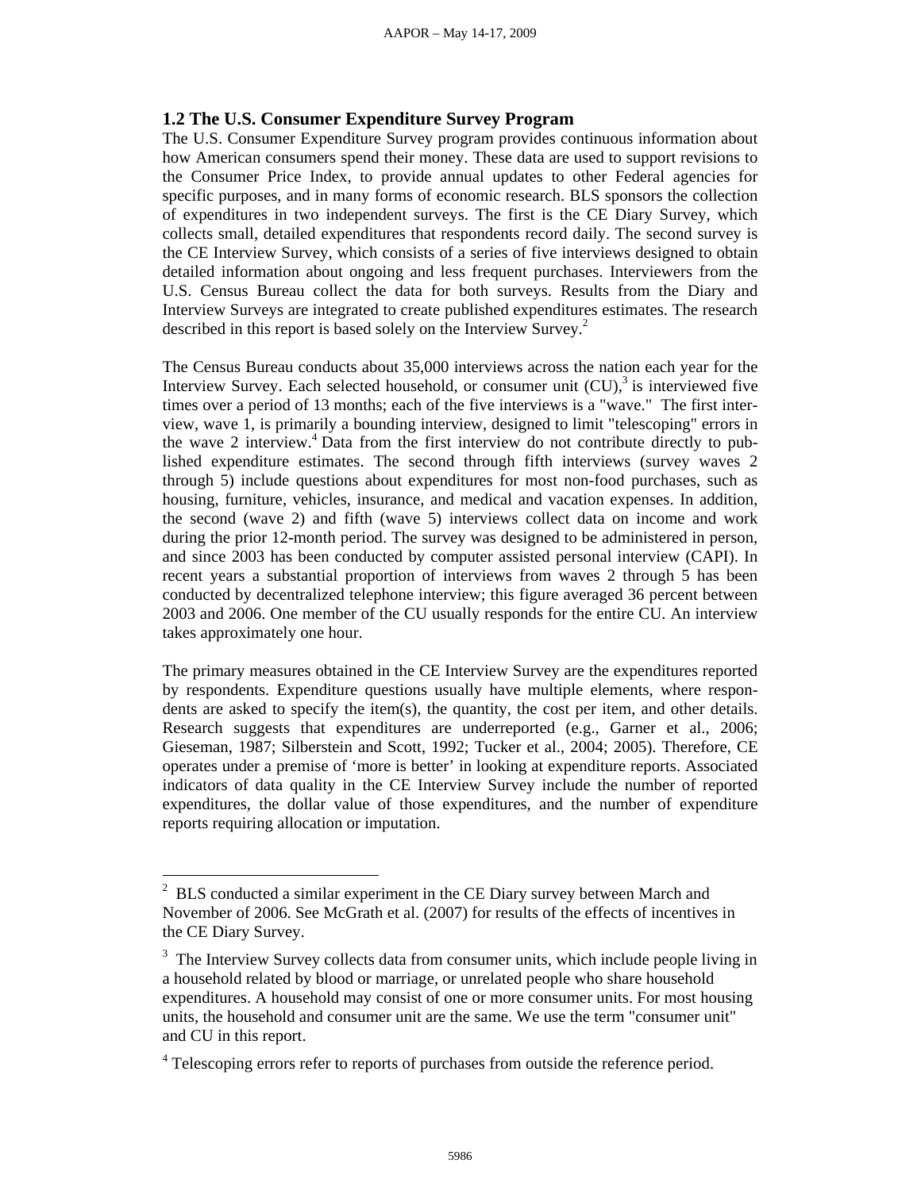## 1.2 The U.S. Consumer Expenditure Survey Program

The U.S. Consumer Expenditure Survey program provides continuous information about how American consumers spend their money. These data are used to support revisions to the Consumer Price Index, to provide annual updates to other Federal agencies for specific purposes, and in many forms of economic research. BLS sponsors the collection of expenditures in two independent surveys. The first is the CE Diary Survey, which collects small, detailed expenditures that respondents record daily. The second survey is the CE Interview Survey, which consists of a series of five interviews designed to obtain detailed information about ongoing and less frequent purchases. Interviewers from the U.S. Census Bureau collect the data for both surveys. Results from the Diary and Interview Surveys are integrated to create published expenditures estimates. The research described in this report is based solely on the Interview Survey.[2]

The Census Bureau conducts about 35,000 interviews across the nation each year for the Interview Survey. Each selected household, or consumer unit (CU),[3] is interviewed five times over a period of 13 months; each of the five interviews is a "wave." The first interview, wave 1, is primarily a bounding interview, designed to limit "telescoping" errors in the wave 2 interview.[4] Data from the first interview do not contribute directly to published expenditure estimates. The second through fifth interviews (survey waves 2 through 5) include questions about expenditures for most non-food purchases, such as housing, furniture, vehicles, insurance, and medical and vacation expenses. In addition, the second (wave 2) and fifth (wave 5) interviews collect data on income and work during the prior 12-month period. The survey was designed to be administered in person, and since 2003 has been conducted by computer assisted personal interview (CAPI). In recent years a substantial proportion of interviews from waves 2 through 5 has been conducted by decentralized telephone interview; this figure averaged 36 percent between 2003 and 2006. One member of the CU usually responds for the entire CU. An interview takes approximately one hour.

The primary measures obtained in the CE Interview Survey are the expenditures reported by respondents. Expenditure questions usually have multiple elements, where respondents are asked to specify the item(s), the quantity, the cost per item, and other details. Research suggests that expenditures are underreported (e.g., Garner et al., 2006; Gieseman, 1987; Silberstein and Scott, 1992; Tucker et al., 2004; 2005). Therefore, CE operates under a premise of 'more is better' in looking at expenditure reports. Associated indicators of data quality in the CE Interview Survey include the number of reported expenditures, the dollar value of those expenditures, and the number of expenditure reports requiring allocation or imputation.

---

[2] BLS conducted a similar experiment in the CE Diary survey between March and November of 2006. See McGrath et al. (2007) for results of the effects of incentives in the CE Diary Survey.

[3] The Interview Survey collects data from consumer units, which include people living in a household related by blood or marriage, or unrelated people who share household expenditures. A household may consist of one or more consumer units. For most housing units, the household and consumer unit are the same. We use the term "consumer unit" and CU in this report.

[4] Telescoping errors refer to reports of purchases from outside the reference period.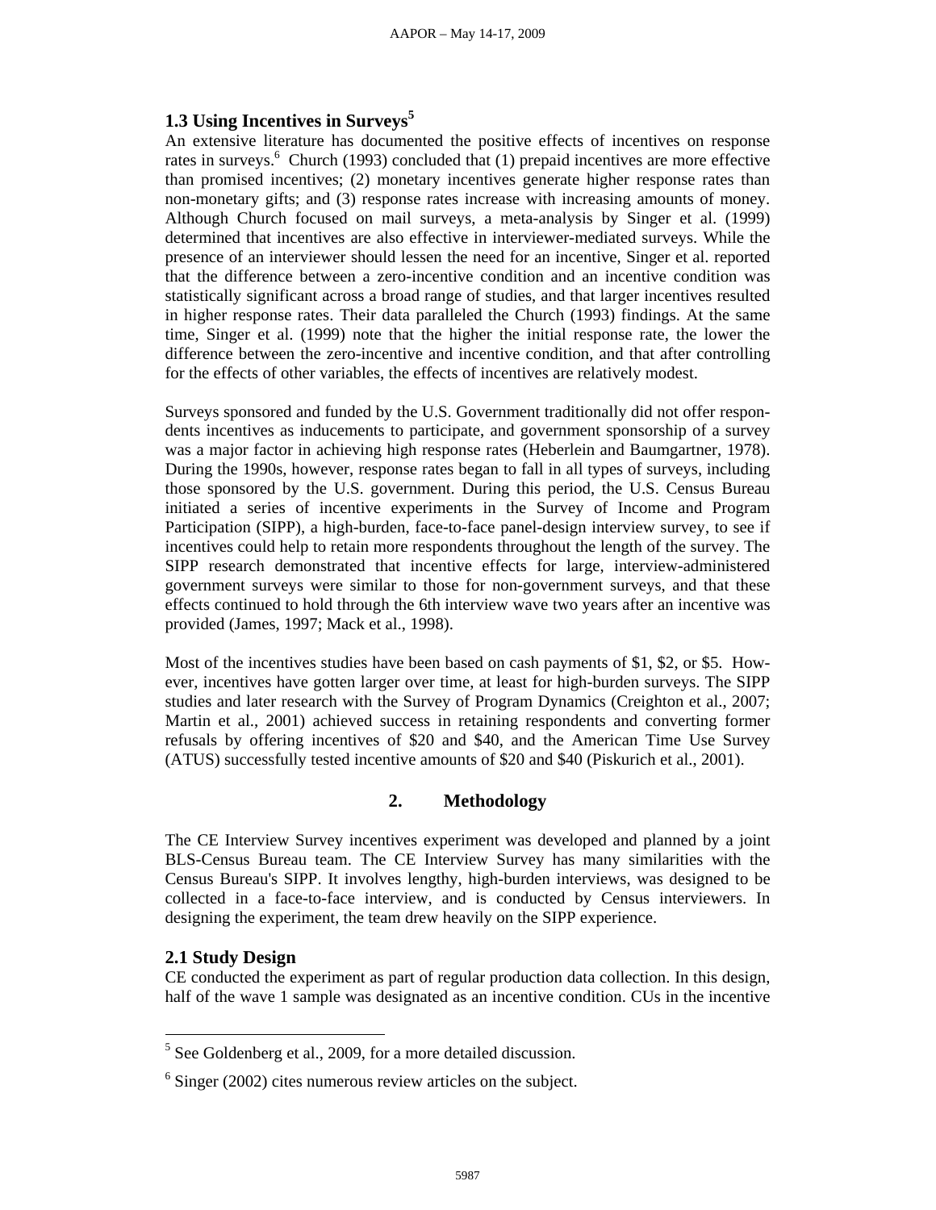### 1.3 Using Incentives in Surveys[5]

An extensive literature has documented the positive effects of incentives on response rates in surveys.[6] Church (1993) concluded that (1) prepaid incentives are more effective than promised incentives; (2) monetary incentives generate higher response rates than non-monetary gifts; and (3) response rates increase with increasing amounts of money. Although Church focused on mail surveys, a meta-analysis by Singer et al. (1999) determined that incentives are also effective in interviewer-mediated surveys. While the presence of an interviewer should lessen the need for an incentive, Singer et al. reported that the difference between a zero-incentive condition and an incentive condition was statistically significant across a broad range of studies, and that larger incentives resulted in higher response rates. Their data paralleled the Church (1993) findings. At the same time, Singer et al. (1999) note that the higher the initial response rate, the lower the difference between the zero-incentive and incentive condition, and that after controlling for the effects of other variables, the effects of incentives are relatively modest.

Surveys sponsored and funded by the U.S. Government traditionally did not offer respondents incentives as inducements to participate, and government sponsorship of a survey was a major factor in achieving high response rates (Heberlein and Baumgartner, 1978). During the 1990s, however, response rates began to fall in all types of surveys, including those sponsored by the U.S. government. During this period, the U.S. Census Bureau initiated a series of incentive experiments in the Survey of Income and Program Participation (SIPP), a high-burden, face-to-face panel-design interview survey, to see if incentives could help to retain more respondents throughout the length of the survey. The SIPP research demonstrated that incentive effects for large, interview-administered government surveys were similar to those for non-government surveys, and that these effects continued to hold through the 6th interview wave two years after an incentive was provided (James, 1997; Mack et al., 1998).

Most of the incentives studies have been based on cash payments of $1, $2, or $5. However, incentives have gotten larger over time, at least for high-burden surveys. The SIPP studies and later research with the Survey of Program Dynamics (Creighton et al., 2007; Martin et al., 2001) achieved success in retaining respondents and converting former refusals by offering incentives of $20 and $40, and the American Time Use Survey (ATUS) successfully tested incentive amounts of $20 and $40 (Piskurich et al., 2001).

## 2. Methodology

The CE Interview Survey incentives experiment was developed and planned by a joint BLS-Census Bureau team. The CE Interview Survey has many similarities with the Census Bureau's SIPP. It involves lengthy, high-burden interviews, was designed to be collected in a face-to-face interview, and is conducted by Census interviewers. In designing the experiment, the team drew heavily on the SIPP experience.

### 2.1 Study Design

CE conducted the experiment as part of regular production data collection. In this design, half of the wave 1 sample was designated as an incentive condition. CUs in the incentive

---

[5] See Goldenberg et al., 2009, for a more detailed discussion.

[6] Singer (2002) cites numerous review articles on the subject.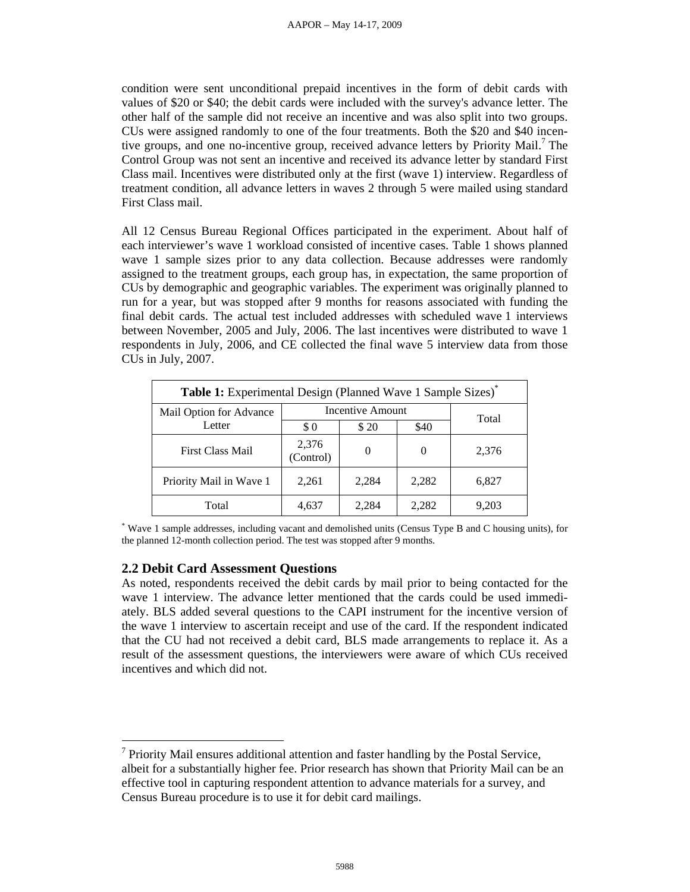condition were sent unconditional prepaid incentives in the form of debit cards with values of $20 or $40; the debit cards were included with the survey's advance letter. The other half of the sample did not receive an incentive and was also split into two groups. CUs were assigned randomly to one of the four treatments. Both the $20 and $40 incentive groups, and one no-incentive group, received advance letters by Priority Mail.[7] The Control Group was not sent an incentive and received its advance letter by standard First Class mail. Incentives were distributed only at the first (wave 1) interview. Regardless of treatment condition, all advance letters in waves 2 through 5 were mailed using standard First Class mail.

All 12 Census Bureau Regional Offices participated in the experiment. About half of each interviewer's wave 1 workload consisted of incentive cases. Table 1 shows planned wave 1 sample sizes prior to any data collection. Because addresses were randomly assigned to the treatment groups, each group has, in expectation, the same proportion of CUs by demographic and geographic variables. The experiment was originally planned to run for a year, but was stopped after 9 months for reasons associated with funding the final debit cards. The actual test included addresses with scheduled wave 1 interviews between November, 2005 and July, 2006. The last incentives were distributed to wave 1 respondents in July, 2006, and CE collected the final wave 5 interview data from those CUs in July, 2007.

**Table 1:** Experimental Design (Planned Wave 1 Sample Sizes)*

| Mail Option for Advance Letter | Incentive Amount | | | Total |
|---|---|---|---|---|
| | $ 0 | $ 20 | $40 | |
| First Class Mail | 2,376 (Control) | 0 | 0 | 2,376 |
| Priority Mail in Wave 1 | 2,261 | 2,284 | 2,282 | 6,827 |
| Total | 4,637 | 2,284 | 2,282 | 9,203 |

* Wave 1 sample addresses, including vacant and demolished units (Census Type B and C housing units), for the planned 12-month collection period. The test was stopped after 9 months.

## 2.2 Debit Card Assessment Questions

As noted, respondents received the debit cards by mail prior to being contacted for the wave 1 interview. The advance letter mentioned that the cards could be used immediately. BLS added several questions to the CAPI instrument for the incentive version of the wave 1 interview to ascertain receipt and use of the card. If the respondent indicated that the CU had not received a debit card, BLS made arrangements to replace it. As a result of the assessment questions, the interviewers were aware of which CUs received incentives and which did not.

[7] Priority Mail ensures additional attention and faster handling by the Postal Service, albeit for a substantially higher fee. Prior research has shown that Priority Mail can be an effective tool in capturing respondent attention to advance materials for a survey, and Census Bureau procedure is to use it for debit card mailings.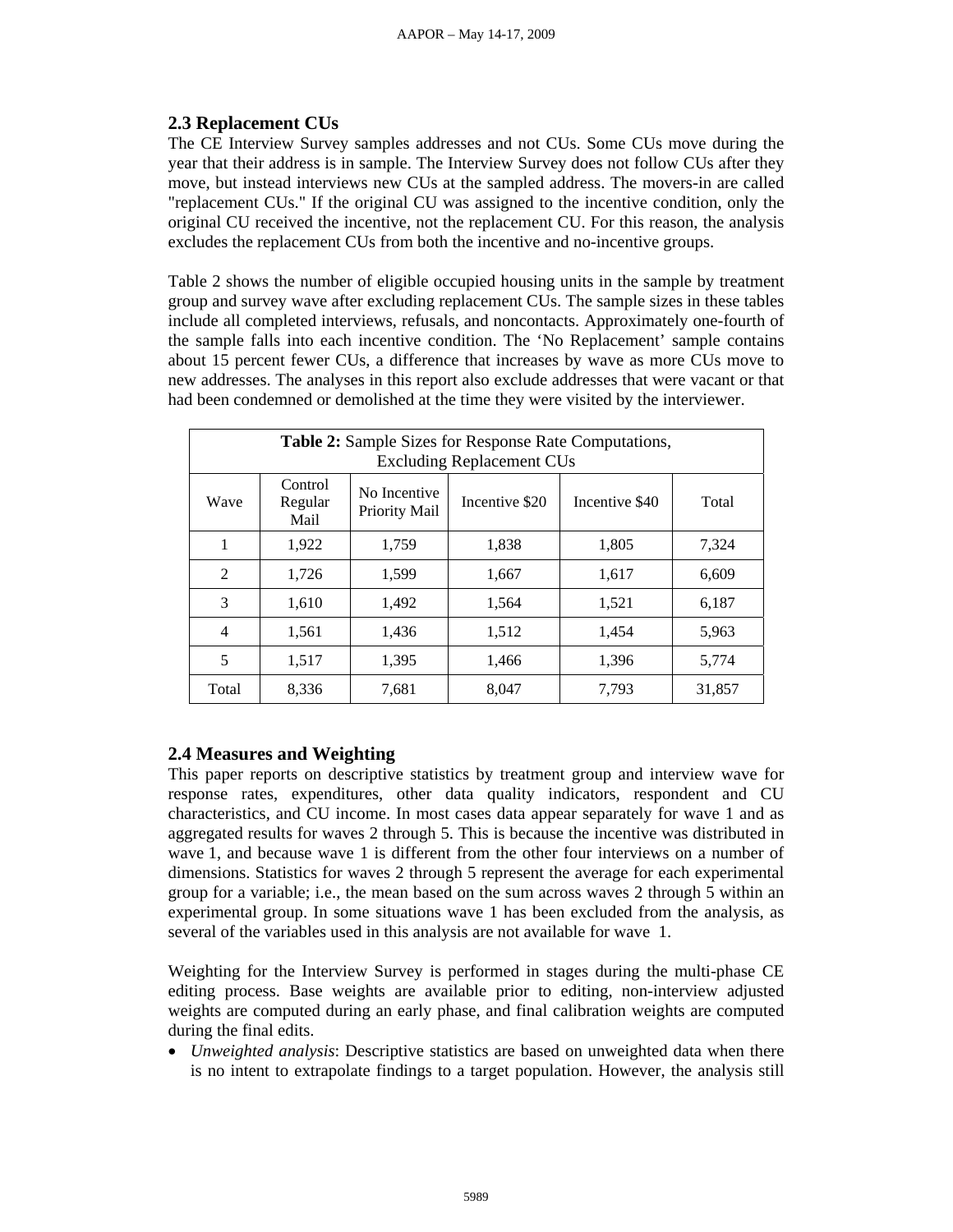## 2.3 Replacement CUs

The CE Interview Survey samples addresses and not CUs. Some CUs move during the year that their address is in sample. The Interview Survey does not follow CUs after they move, but instead interviews new CUs at the sampled address. The movers-in are called "replacement CUs." If the original CU was assigned to the incentive condition, only the original CU received the incentive, not the replacement CU. For this reason, the analysis excludes the replacement CUs from both the incentive and no-incentive groups.

Table 2 shows the number of eligible occupied housing units in the sample by treatment group and survey wave after excluding replacement CUs. The sample sizes in these tables include all completed interviews, refusals, and noncontacts. Approximately one-fourth of the sample falls into each incentive condition. The 'No Replacement' sample contains about 15 percent fewer CUs, a difference that increases by wave as more CUs move to new addresses. The analyses in this report also exclude addresses that were vacant or that had been condemned or demolished at the time they were visited by the interviewer.

**Table 2:** Sample Sizes for Response Rate Computations, Excluding Replacement CUs

| Wave | Control Regular Mail | No Incentive Priority Mail | Incentive $20 | Incentive $40 | Total |
|---|---|---|---|---|---|
| 1 | 1,922 | 1,759 | 1,838 | 1,805 | 7,324 |
| 2 | 1,726 | 1,599 | 1,667 | 1,617 | 6,609 |
| 3 | 1,610 | 1,492 | 1,564 | 1,521 | 6,187 |
| 4 | 1,561 | 1,436 | 1,512 | 1,454 | 5,963 |
| 5 | 1,517 | 1,395 | 1,466 | 1,396 | 5,774 |
| Total | 8,336 | 7,681 | 8,047 | 7,793 | 31,857 |

## 2.4 Measures and Weighting

This paper reports on descriptive statistics by treatment group and interview wave for response rates, expenditures, other data quality indicators, respondent and CU characteristics, and CU income. In most cases data appear separately for wave 1 and as aggregated results for waves 2 through 5. This is because the incentive was distributed in wave 1, and because wave 1 is different from the other four interviews on a number of dimensions. Statistics for waves 2 through 5 represent the average for each experimental group for a variable; i.e., the mean based on the sum across waves 2 through 5 within an experimental group. In some situations wave 1 has been excluded from the analysis, as several of the variables used in this analysis are not available for wave 1.

Weighting for the Interview Survey is performed in stages during the multi-phase CE editing process. Base weights are available prior to editing, non-interview adjusted weights are computed during an early phase, and final calibration weights are computed during the final edits.

- *Unweighted analysis*: Descriptive statistics are based on unweighted data when there is no intent to extrapolate findings to a target population. However, the analysis still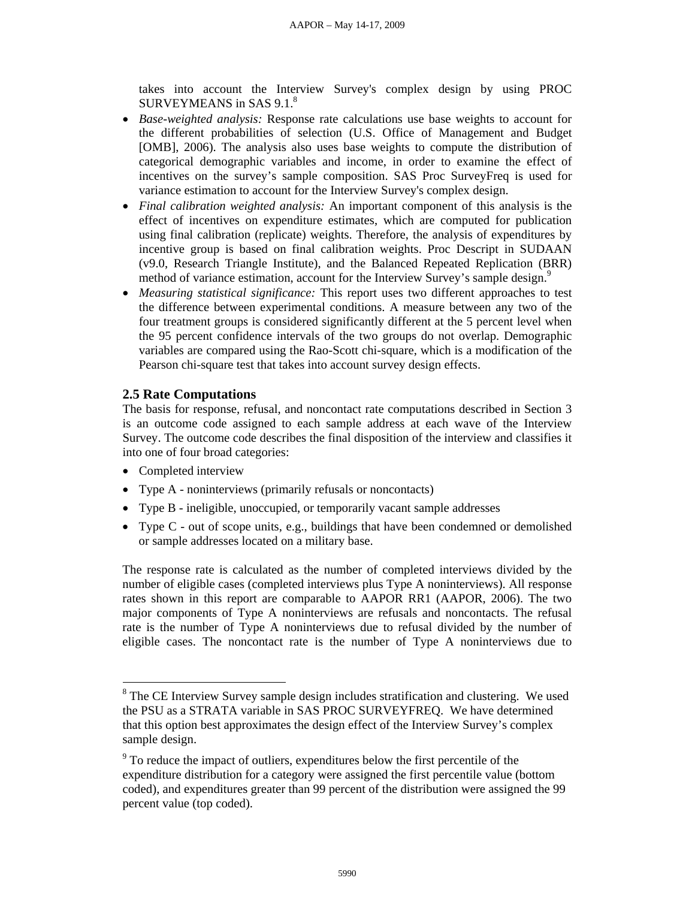takes into account the Interview Survey's complex design by using PROC SURVEYMEANS in SAS 9.1.[8]

- *Base-weighted analysis:* Response rate calculations use base weights to account for the different probabilities of selection (U.S. Office of Management and Budget [OMB], 2006). The analysis also uses base weights to compute the distribution of categorical demographic variables and income, in order to examine the effect of incentives on the survey's sample composition. SAS Proc SurveyFreq is used for variance estimation to account for the Interview Survey's complex design.
- *Final calibration weighted analysis:* An important component of this analysis is the effect of incentives on expenditure estimates, which are computed for publication using final calibration (replicate) weights. Therefore, the analysis of expenditures by incentive group is based on final calibration weights. Proc Descript in SUDAAN (v9.0, Research Triangle Institute), and the Balanced Repeated Replication (BRR) method of variance estimation, account for the Interview Survey's sample design.[9]
- *Measuring statistical significance:* This report uses two different approaches to test the difference between experimental conditions. A measure between any two of the four treatment groups is considered significantly different at the 5 percent level when the 95 percent confidence intervals of the two groups do not overlap. Demographic variables are compared using the Rao-Scott chi-square, which is a modification of the Pearson chi-square test that takes into account survey design effects.

## 2.5 Rate Computations

The basis for response, refusal, and noncontact rate computations described in Section 3 is an outcome code assigned to each sample address at each wave of the Interview Survey. The outcome code describes the final disposition of the interview and classifies it into one of four broad categories:

- Completed interview
- Type A - noninterviews (primarily refusals or noncontacts)
- Type B - ineligible, unoccupied, or temporarily vacant sample addresses
- Type C - out of scope units, e.g., buildings that have been condemned or demolished or sample addresses located on a military base.

The response rate is calculated as the number of completed interviews divided by the number of eligible cases (completed interviews plus Type A noninterviews). All response rates shown in this report are comparable to AAPOR RR1 (AAPOR, 2006). The two major components of Type A noninterviews are refusals and noncontacts. The refusal rate is the number of Type A noninterviews due to refusal divided by the number of eligible cases. The noncontact rate is the number of Type A noninterviews due to

---

[8] The CE Interview Survey sample design includes stratification and clustering. We used the PSU as a STRATA variable in SAS PROC SURVEYFREQ. We have determined that this option best approximates the design effect of the Interview Survey's complex sample design.

[9] To reduce the impact of outliers, expenditures below the first percentile of the expenditure distribution for a category were assigned the first percentile value (bottom coded), and expenditures greater than 99 percent of the distribution were assigned the 99 percent value (top coded).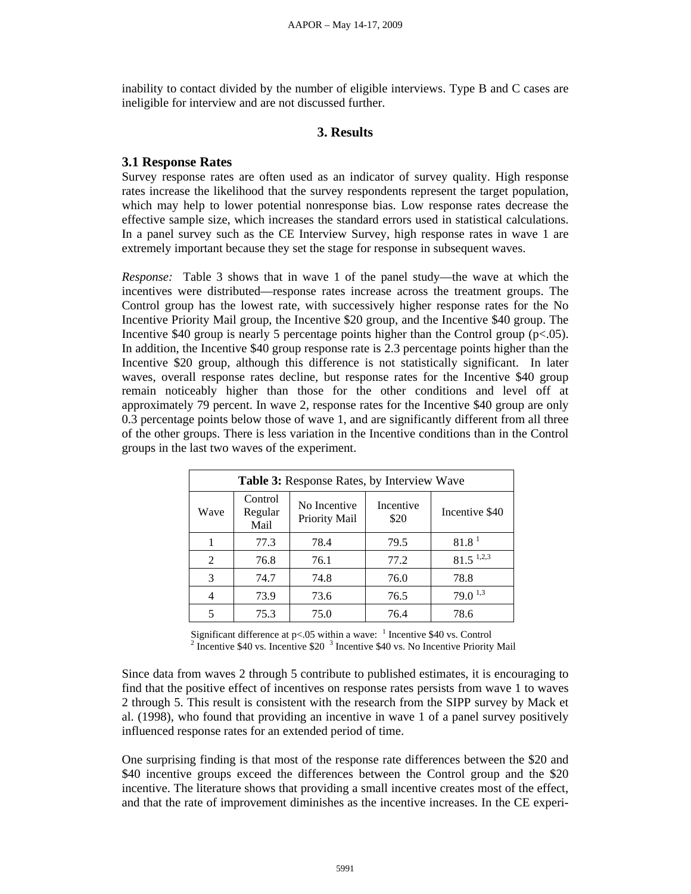inability to contact divided by the number of eligible interviews. Type B and C cases are ineligible for interview and are not discussed further.

## 3. Results

### 3.1 Response Rates

Survey response rates are often used as an indicator of survey quality. High response rates increase the likelihood that the survey respondents represent the target population, which may help to lower potential nonresponse bias. Low response rates decrease the effective sample size, which increases the standard errors used in statistical calculations. In a panel survey such as the CE Interview Survey, high response rates in wave 1 are extremely important because they set the stage for response in subsequent waves.

*Response:* Table 3 shows that in wave 1 of the panel study—the wave at which the incentives were distributed—response rates increase across the treatment groups. The Control group has the lowest rate, with successively higher response rates for the No Incentive Priority Mail group, the Incentive $20 group, and the Incentive $40 group. The Incentive $40 group is nearly 5 percentage points higher than the Control group ($p<.05$). In addition, the Incentive $40 group response rate is 2.3 percentage points higher than the Incentive $20 group, although this difference is not statistically significant. In later waves, overall response rates decline, but response rates for the Incentive $40 group remain noticeably higher than those for the other conditions and level off at approximately 79 percent. In wave 2, response rates for the Incentive $40 group are only 0.3 percentage points below those of wave 1, and are significantly different from all three of the other groups. There is less variation in the Incentive conditions than in the Control groups in the last two waves of the experiment.

**Table 3:** Response Rates, by Interview Wave

| Wave | Control Regular Mail | No Incentive Priority Mail | Incentive $20 | Incentive $40 |
|---|---|---|---|---|
| 1 | 77.3 | 78.4 | 79.5 | 81.8 [1] |
| 2 | 76.8 | 76.1 | 77.2 | 81.5 [1,2,3] |
| 3 | 74.7 | 74.8 | 76.0 | 78.8 |
| 4 | 73.9 | 73.6 | 76.5 | 79.0 [1,3] |
| 5 | 75.3 | 75.0 | 76.4 | 78.6 |

Significant difference at $p<.05$ within a wave: [1] Incentive $40 vs. Control [2] Incentive $40 vs. Incentive $20 [3] Incentive $40 vs. No Incentive Priority Mail

Since data from waves 2 through 5 contribute to published estimates, it is encouraging to find that the positive effect of incentives on response rates persists from wave 1 to waves 2 through 5. This result is consistent with the research from the SIPP survey by Mack et al. (1998), who found that providing an incentive in wave 1 of a panel survey positively influenced response rates for an extended period of time.

One surprising finding is that most of the response rate differences between the $20 and $40 incentive groups exceed the differences between the Control group and the $20 incentive. The literature shows that providing a small incentive creates most of the effect, and that the rate of improvement diminishes as the incentive increases. In the CE experi-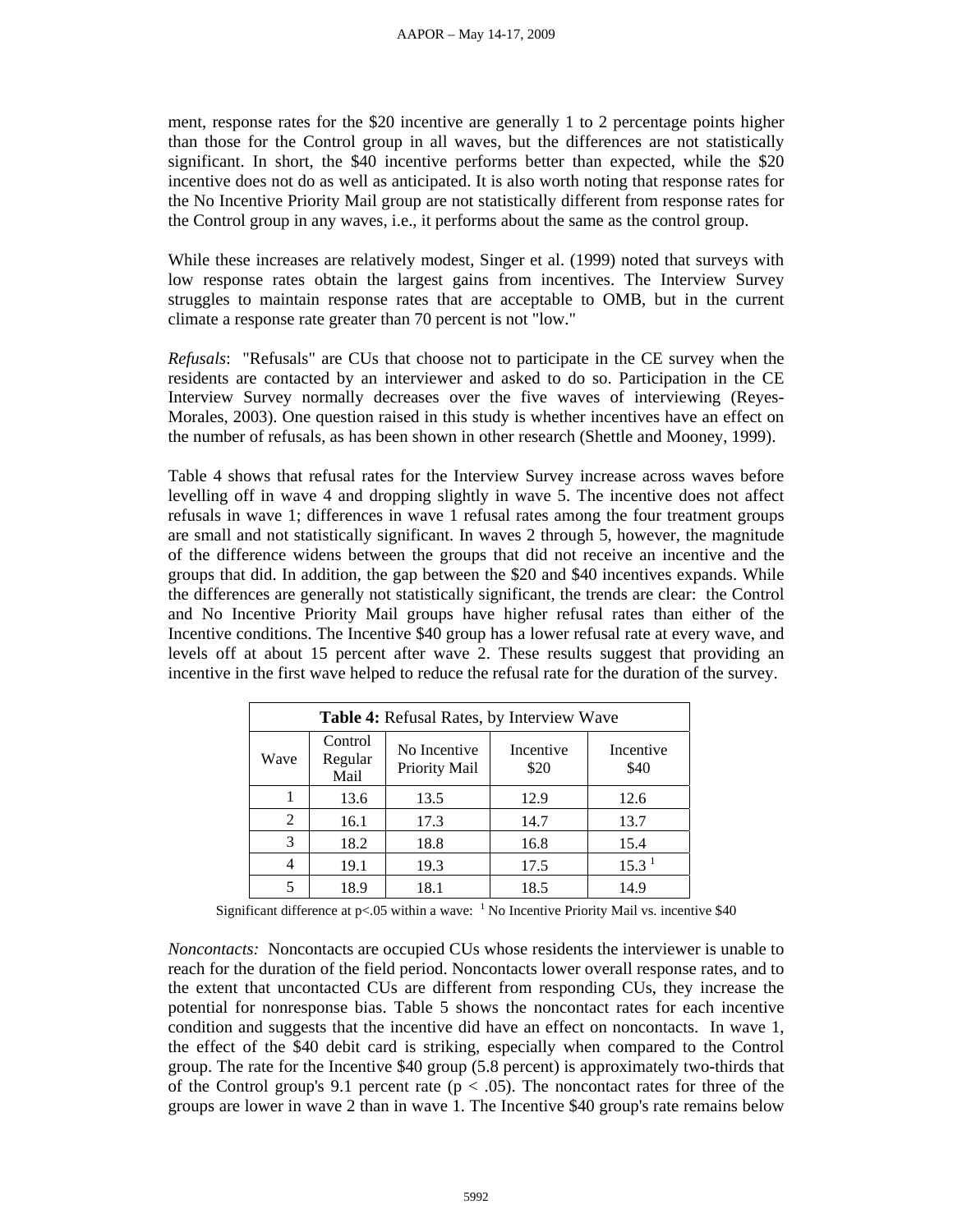ment, response rates for the $20 incentive are generally 1 to 2 percentage points higher than those for the Control group in all waves, but the differences are not statistically significant. In short, the $40 incentive performs better than expected, while the $20 incentive does not do as well as anticipated. It is also worth noting that response rates for the No Incentive Priority Mail group are not statistically different from response rates for the Control group in any waves, i.e., it performs about the same as the control group.

While these increases are relatively modest, Singer et al. (1999) noted that surveys with low response rates obtain the largest gains from incentives. The Interview Survey struggles to maintain response rates that are acceptable to OMB, but in the current climate a response rate greater than 70 percent is not "low."

*Refusals*: "Refusals" are CUs that choose not to participate in the CE survey when the residents are contacted by an interviewer and asked to do so. Participation in the CE Interview Survey normally decreases over the five waves of interviewing (Reyes-Morales, 2003). One question raised in this study is whether incentives have an effect on the number of refusals, as has been shown in other research (Shettle and Mooney, 1999).

Table 4 shows that refusal rates for the Interview Survey increase across waves before levelling off in wave 4 and dropping slightly in wave 5. The incentive does not affect refusals in wave 1; differences in wave 1 refusal rates among the four treatment groups are small and not statistically significant. In waves 2 through 5, however, the magnitude of the difference widens between the groups that did not receive an incentive and the groups that did. In addition, the gap between the $20 and $40 incentives expands. While the differences are generally not statistically significant, the trends are clear: the Control and No Incentive Priority Mail groups have higher refusal rates than either of the Incentive conditions. The Incentive $40 group has a lower refusal rate at every wave, and levels off at about 15 percent after wave 2. These results suggest that providing an incentive in the first wave helped to reduce the refusal rate for the duration of the survey.

**Table 4:** Refusal Rates, by Interview Wave

| Wave | Control Regular Mail | No Incentive Priority Mail | Incentive $20 | Incentive $40 |
|---|---|---|---|---|
| 1 | 13.6 | 13.5 | 12.9 | 12.6 |
| 2 | 16.1 | 17.3 | 14.7 | 13.7 |
| 3 | 18.2 | 18.8 | 16.8 | 15.4 |
| 4 | 19.1 | 19.3 | 17.5 | 15.3 [1] |
| 5 | 18.9 | 18.1 | 18.5 | 14.9 |

Significant difference at $p<.05$ within a wave: [1] No Incentive Priority Mail vs. incentive $40

*Noncontacts:* Noncontacts are occupied CUs whose residents the interviewer is unable to reach for the duration of the field period. Noncontacts lower overall response rates, and to the extent that uncontacted CUs are different from responding CUs, they increase the potential for nonresponse bias. Table 5 shows the noncontact rates for each incentive condition and suggests that the incentive did have an effect on noncontacts. In wave 1, the effect of the $40 debit card is striking, especially when compared to the Control group. The rate for the Incentive $40 group (5.8 percent) is approximately two-thirds that of the Control group's 9.1 percent rate ($p < .05$). The noncontact rates for three of the groups are lower in wave 2 than in wave 1. The Incentive $40 group's rate remains below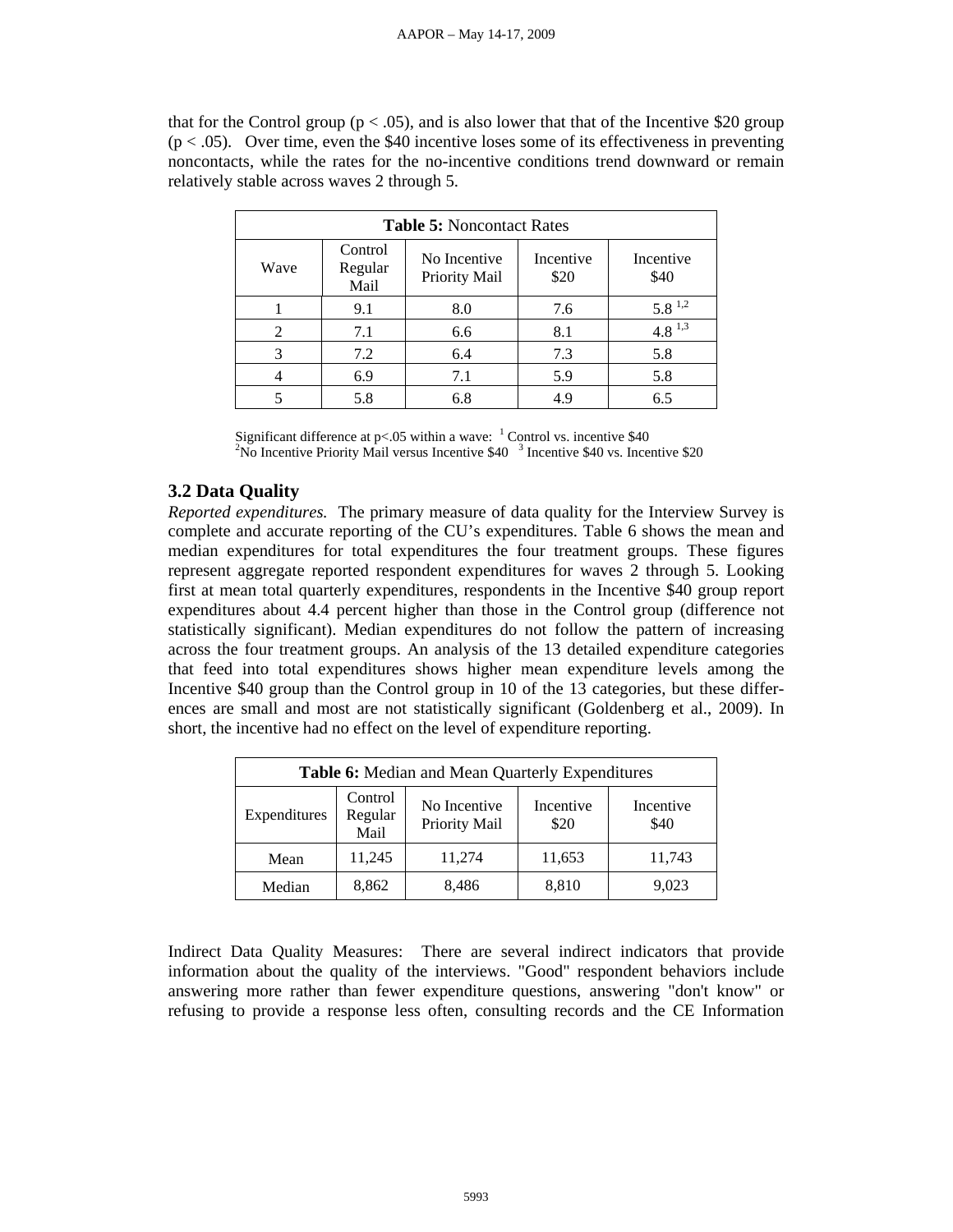that for the Control group ($p < .05$), and is also lower that that of the Incentive $20 group ($p < .05$). Over time, even the $40 incentive loses some of its effectiveness in preventing noncontacts, while the rates for the no-incentive conditions trend downward or remain relatively stable across waves 2 through 5.

**Table 5:** Noncontact Rates

| Wave | Control Regular Mail | No Incentive Priority Mail | Incentive $20 | Incentive $40 |
|---|---|---|---|---|
| 1 | 9.1 | 8.0 | 7.6 | 5.8 [1,2] |
| 2 | 7.1 | 6.6 | 8.1 | 4.8 [1,3] |
| 3 | 7.2 | 6.4 | 7.3 | 5.8 |
| 4 | 6.9 | 7.1 | 5.9 | 5.8 |
| 5 | 5.8 | 6.8 | 4.9 | 6.5 |

Significant difference at $p<.05$ within a wave: [1] Control vs. incentive $40
[2] No Incentive Priority Mail versus Incentive $40 [3] Incentive $40 vs. Incentive $20

### 3.2 Data Quality

*Reported expenditures.* The primary measure of data quality for the Interview Survey is complete and accurate reporting of the CU's expenditures. Table 6 shows the mean and median expenditures for total expenditures the four treatment groups. These figures represent aggregate reported respondent expenditures for waves 2 through 5. Looking first at mean total quarterly expenditures, respondents in the Incentive $40 group report expenditures about 4.4 percent higher than those in the Control group (difference not statistically significant). Median expenditures do not follow the pattern of increasing across the four treatment groups. An analysis of the 13 detailed expenditure categories that feed into total expenditures shows higher mean expenditure levels among the Incentive $40 group than the Control group in 10 of the 13 categories, but these differences are small and most are not statistically significant (Goldenberg et al., 2009). In short, the incentive had no effect on the level of expenditure reporting.

**Table 6:** Median and Mean Quarterly Expenditures

| Expenditures | Control Regular Mail | No Incentive Priority Mail | Incentive $20 | Incentive $40 |
|---|---|---|---|---|
| Mean | 11,245 | 11,274 | 11,653 | 11,743 |
| Median | 8,862 | 8,486 | 8,810 | 9,023 |

Indirect Data Quality Measures: There are several indirect indicators that provide information about the quality of the interviews. "Good" respondent behaviors include answering more rather than fewer expenditure questions, answering "don't know" or refusing to provide a response less often, consulting records and the CE Information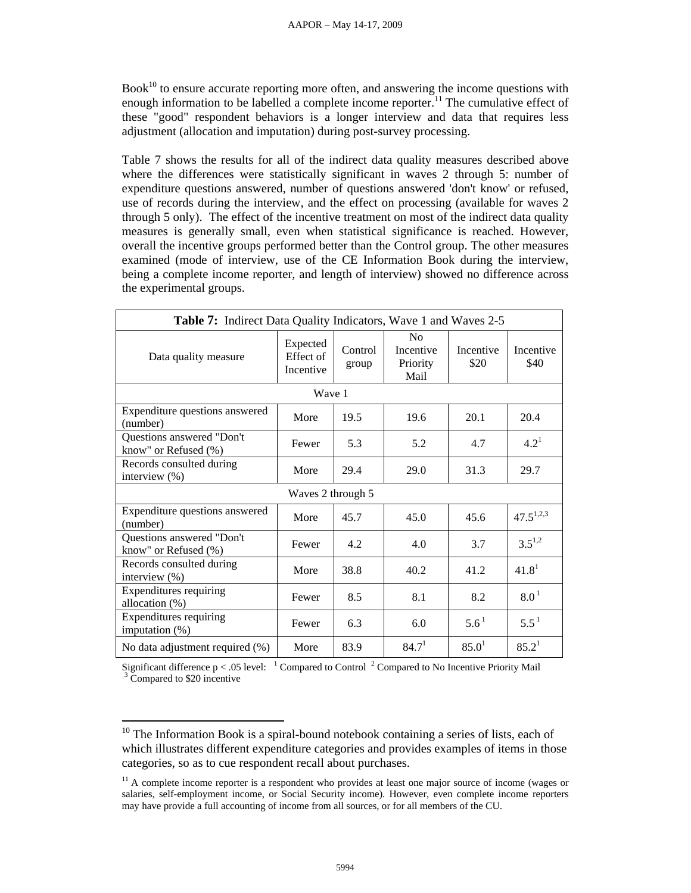Book[10] to ensure accurate reporting more often, and answering the income questions with enough information to be labelled a complete income reporter.[11] The cumulative effect of these "good" respondent behaviors is a longer interview and data that requires less adjustment (allocation and imputation) during post-survey processing.

Table 7 shows the results for all of the indirect data quality measures described above where the differences were statistically significant in waves 2 through 5: number of expenditure questions answered, number of questions answered 'don't know' or refused, use of records during the interview, and the effect on processing (available for waves 2 through 5 only). The effect of the incentive treatment on most of the indirect data quality measures is generally small, even when statistical significance is reached. However, overall the incentive groups performed better than the Control group. The other measures examined (mode of interview, use of the CE Information Book during the interview, being a complete income reporter, and length of interview) showed no difference across the experimental groups.

**Table 7:** Indirect Data Quality Indicators, Wave 1 and Waves 2-5

| Data quality measure | Expected Effect of Incentive | Control group | No Incentive Priority Mail | Incentive $20 | Incentive $40 |
|---|---|---|---|---|---|
| Wave 1 | | | | | |
| Expenditure questions answered (number) | More | 19.5 | 19.6 | 20.1 | 20.4 |
| Questions answered "Don't know" or Refused (%) | Fewer | 5.3 | 5.2 | 4.7 | 4.2[1] |
| Records consulted during interview (%) | More | 29.4 | 29.0 | 31.3 | 29.7 |
| Waves 2 through 5 | | | | | |
| Expenditure questions answered (number) | More | 45.7 | 45.0 | 45.6 | 47.5[1,2,3] |
| Questions answered "Don't know" or Refused (%) | Fewer | 4.2 | 4.0 | 3.7 | 3.5[1,2] |
| Records consulted during interview (%) | More | 38.8 | 40.2 | 41.2 | 41.8[1] |
| Expenditures requiring allocation (%) | Fewer | 8.5 | 8.1 | 8.2 | 8.0[1] |
| Expenditures requiring imputation (%) | Fewer | 6.3 | 6.0 | 5.6[1] | 5.5[1] |
| No data adjustment required (%) | More | 83.9 | 84.7[1] | 85.0[1] | 85.2[1] |

Significant difference $p < .05$ level: [1] Compared to Control [2] Compared to No Incentive Priority Mail [3] Compared to $20 incentive

[10] The Information Book is a spiral-bound notebook containing a series of lists, each of which illustrates different expenditure categories and provides examples of items in those categories, so as to cue respondent recall about purchases.

[11] A complete income reporter is a respondent who provides at least one major source of income (wages or salaries, self-employment income, or Social Security income). However, even complete income reporters may have provide a full accounting of income from all sources, or for all members of the CU.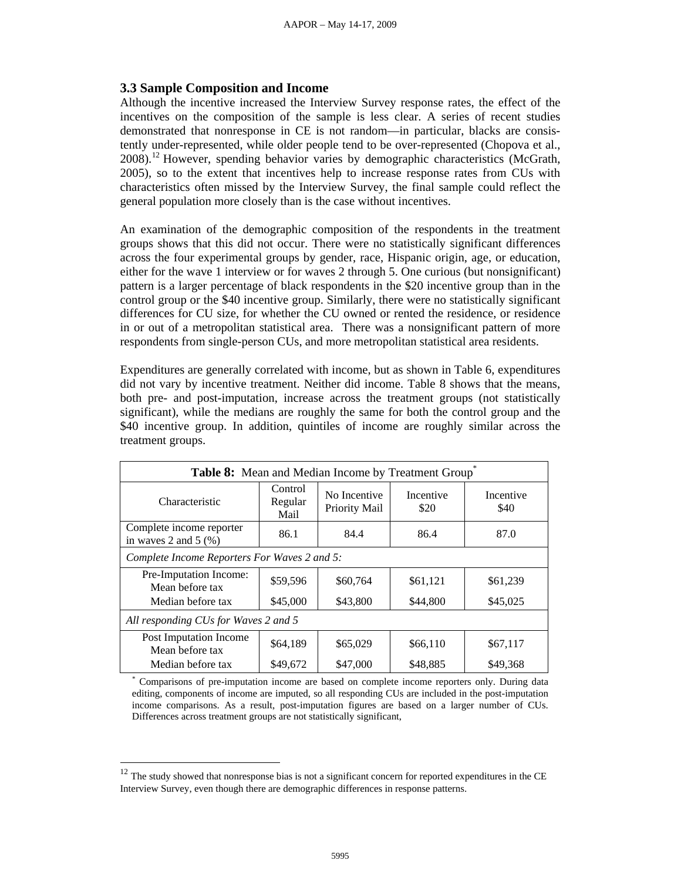### 3.3 Sample Composition and Income

Although the incentive increased the Interview Survey response rates, the effect of the incentives on the composition of the sample is less clear. A series of recent studies demonstrated that nonresponse in CE is not random—in particular, blacks are consistently under-represented, while older people tend to be over-represented (Chopova et al., 2008).[12] However, spending behavior varies by demographic characteristics (McGrath, 2005), so to the extent that incentives help to increase response rates from CUs with characteristics often missed by the Interview Survey, the final sample could reflect the general population more closely than is the case without incentives.

An examination of the demographic composition of the respondents in the treatment groups shows that this did not occur. There were no statistically significant differences across the four experimental groups by gender, race, Hispanic origin, age, or education, either for the wave 1 interview or for waves 2 through 5. One curious (but nonsignificant) pattern is a larger percentage of black respondents in the \$20 incentive group than in the control group or the \$40 incentive group. Similarly, there were no statistically significant differences for CU size, for whether the CU owned or rented the residence, or residence in or out of a metropolitan statistical area. There was a nonsignificant pattern of more respondents from single-person CUs, and more metropolitan statistical area residents.

Expenditures are generally correlated with income, but as shown in Table 6, expenditures did not vary by incentive treatment. Neither did income. Table 8 shows that the means, both pre- and post-imputation, increase across the treatment groups (not statistically significant), while the medians are roughly the same for both the control group and the \$40 incentive group. In addition, quintiles of income are roughly similar across the treatment groups.

**Table 8:** Mean and Median Income by Treatment Group*

| Characteristic | Control Regular Mail | No Incentive Priority Mail | Incentive \$20 | Incentive \$40 |
|---|---|---|---|---|
| Complete income reporter in waves 2 and 5 (%) | 86.1 | 84.4 | 86.4 | 87.0 |
| *Complete Income Reporters For Waves 2 and 5:* | | | | |
| Pre-Imputation Income: Mean before tax | \$59,596 | \$60,764 | \$61,121 | \$61,239 |
| Median before tax | \$45,000 | \$43,800 | \$44,800 | \$45,025 |
| *All responding CUs for Waves 2 and 5* | | | | |
| Post Imputation Income Mean before tax | \$64,189 | \$65,029 | \$66,110 | \$67,117 |
| Median before tax | \$49,672 | \$47,000 | \$48,885 | \$49,368 |

* Comparisons of pre-imputation income are based on complete income reporters only. During data editing, components of income are imputed, so all responding CUs are included in the post-imputation income comparisons. As a result, post-imputation figures are based on a larger number of CUs. Differences across treatment groups are not statistically significant,

[12] The study showed that nonresponse bias is not a significant concern for reported expenditures in the CE Interview Survey, even though there are demographic differences in response patterns.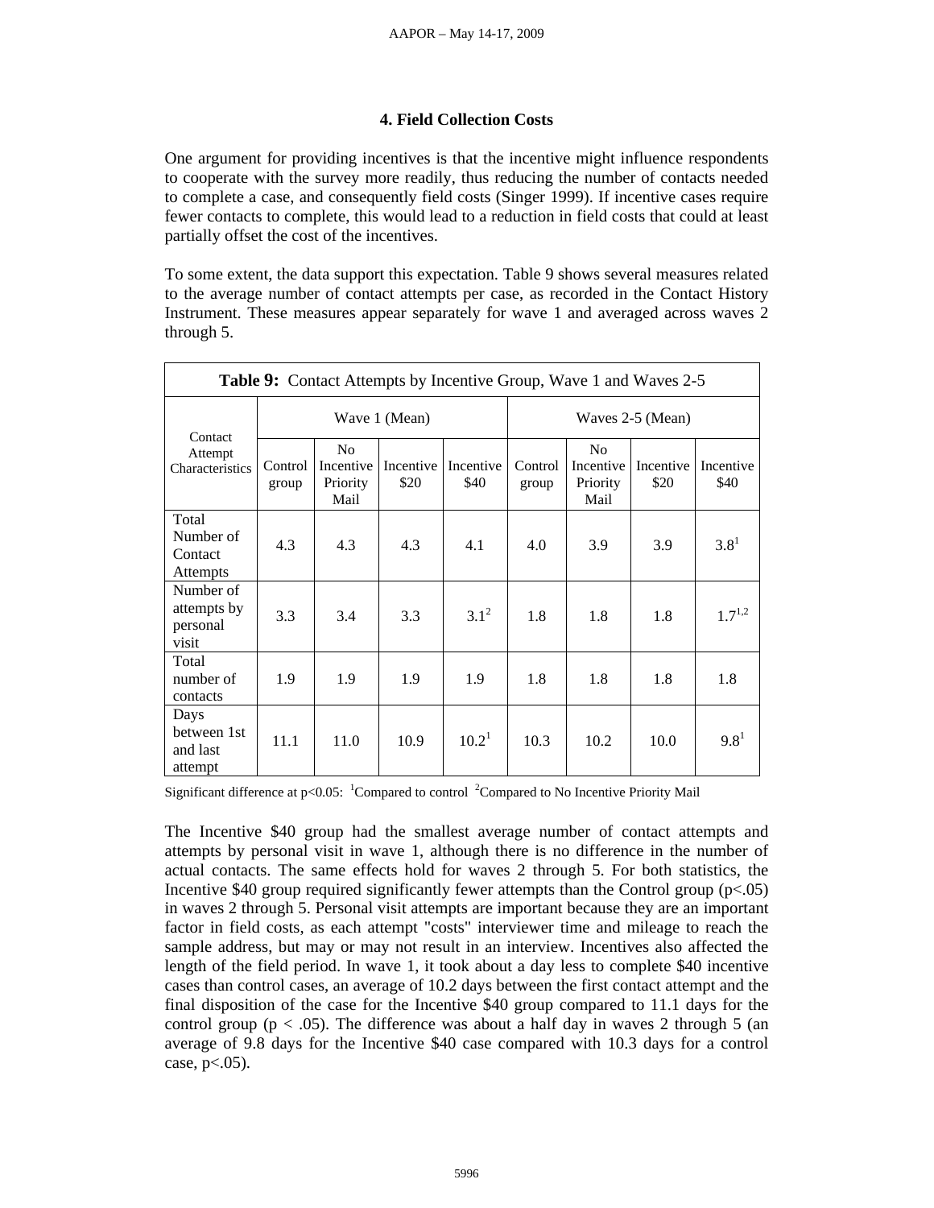## 4. Field Collection Costs

One argument for providing incentives is that the incentive might influence respondents to cooperate with the survey more readily, thus reducing the number of contacts needed to complete a case, and consequently field costs (Singer 1999). If incentive cases require fewer contacts to complete, this would lead to a reduction in field costs that could at least partially offset the cost of the incentives.

To some extent, the data support this expectation. Table 9 shows several measures related to the average number of contact attempts per case, as recorded in the Contact History Instrument. These measures appear separately for wave 1 and averaged across waves 2 through 5.

**Table 9:** Contact Attempts by Incentive Group, Wave 1 and Waves 2-5

| Contact Attempt Characteristics | Wave 1 (Mean) | | | | Waves 2-5 (Mean) | | | |
|---|---|---|---|---|---|---|---|---|
| | Control group | No Incentive Priority Mail | Incentive $20 | Incentive $40 | Control group | No Incentive Priority Mail | Incentive $20 | Incentive $40 |
| Total Number of Contact Attempts | 4.3 | 4.3 | 4.3 | 4.1 | 4.0 | 3.9 | 3.9 | 3.8[1] |
| Number of attempts by personal visit | 3.3 | 3.4 | 3.3 | 3.1[2] | 1.8 | 1.8 | 1.8 | 1.7[1,2] |
| Total number of contacts | 1.9 | 1.9 | 1.9 | 1.9 | 1.8 | 1.8 | 1.8 | 1.8 |
| Days between 1st and last attempt | 11.1 | 11.0 | 10.9 | 10.2[1] | 10.3 | 10.2 | 10.0 | 9.8[1] |

Significant difference at $p<0.05$: [1]Compared to control [2]Compared to No Incentive Priority Mail

The Incentive $40 group had the smallest average number of contact attempts and attempts by personal visit in wave 1, although there is no difference in the number of actual contacts. The same effects hold for waves 2 through 5. For both statistics, the Incentive $40 group required significantly fewer attempts than the Control group ($p<.05$) in waves 2 through 5. Personal visit attempts are important because they are an important factor in field costs, as each attempt "costs" interviewer time and mileage to reach the sample address, but may or may not result in an interview. Incentives also affected the length of the field period. In wave 1, it took about a day less to complete $40 incentive cases than control cases, an average of 10.2 days between the first contact attempt and the final disposition of the case for the Incentive $40 group compared to 11.1 days for the control group ($p < .05$). The difference was about a half day in waves 2 through 5 (an average of 9.8 days for the Incentive $40 case compared with 10.3 days for a control case, $p<.05$).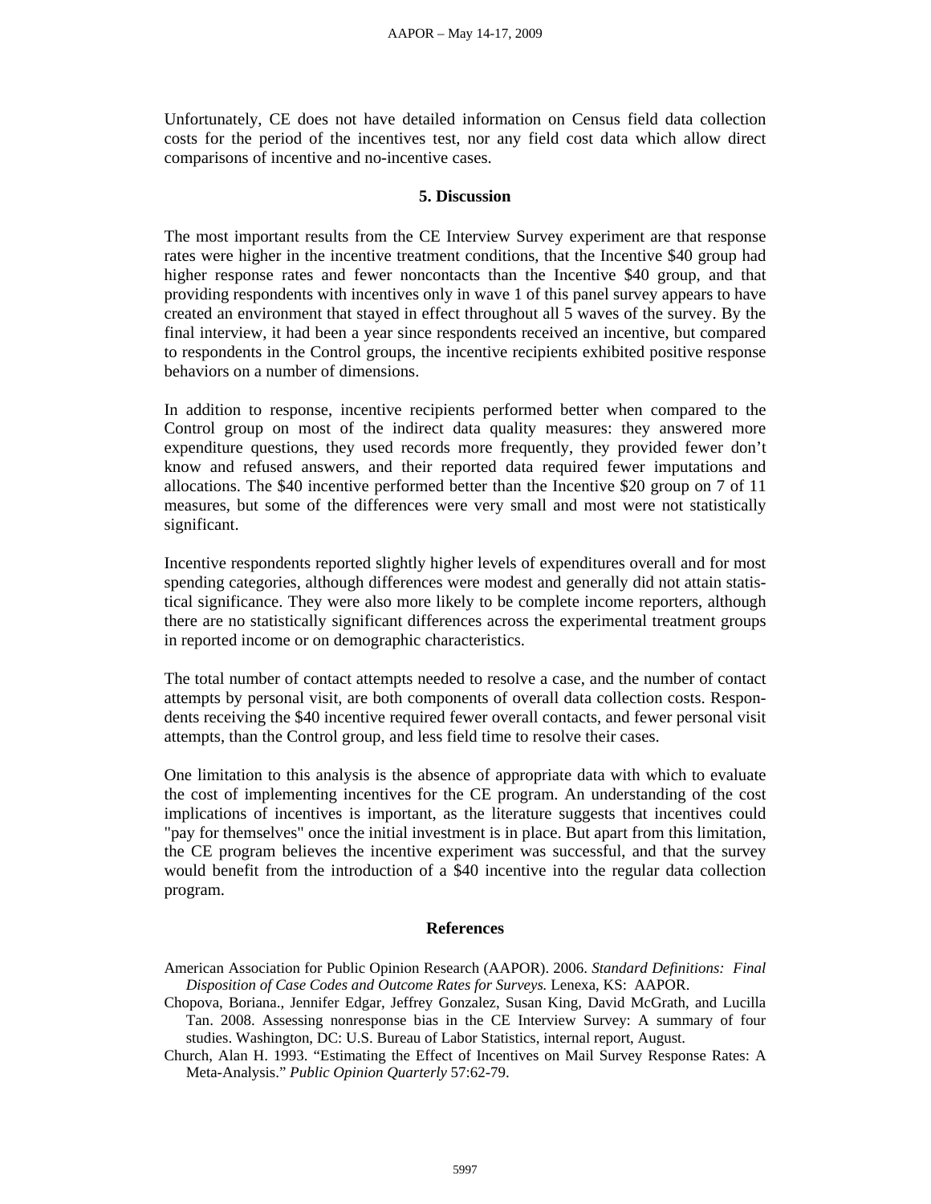Unfortunately, CE does not have detailed information on Census field data collection costs for the period of the incentives test, nor any field cost data which allow direct comparisons of incentive and no-incentive cases.

## 5. Discussion

The most important results from the CE Interview Survey experiment are that response rates were higher in the incentive treatment conditions, that the Incentive $40 group had higher response rates and fewer noncontacts than the Incentive $40 group, and that providing respondents with incentives only in wave 1 of this panel survey appears to have created an environment that stayed in effect throughout all 5 waves of the survey. By the final interview, it had been a year since respondents received an incentive, but compared to respondents in the Control groups, the incentive recipients exhibited positive response behaviors on a number of dimensions.

In addition to response, incentive recipients performed better when compared to the Control group on most of the indirect data quality measures: they answered more expenditure questions, they used records more frequently, they provided fewer don't know and refused answers, and their reported data required fewer imputations and allocations. The $40 incentive performed better than the Incentive $20 group on 7 of 11 measures, but some of the differences were very small and most were not statistically significant.

Incentive respondents reported slightly higher levels of expenditures overall and for most spending categories, although differences were modest and generally did not attain statistical significance. They were also more likely to be complete income reporters, although there are no statistically significant differences across the experimental treatment groups in reported income or on demographic characteristics.

The total number of contact attempts needed to resolve a case, and the number of contact attempts by personal visit, are both components of overall data collection costs. Respondents receiving the $40 incentive required fewer overall contacts, and fewer personal visit attempts, than the Control group, and less field time to resolve their cases.

One limitation to this analysis is the absence of appropriate data with which to evaluate the cost of implementing incentives for the CE program. An understanding of the cost implications of incentives is important, as the literature suggests that incentives could "pay for themselves" once the initial investment is in place. But apart from this limitation, the CE program believes the incentive experiment was successful, and that the survey would benefit from the introduction of a $40 incentive into the regular data collection program.

## References

American Association for Public Opinion Research (AAPOR). 2006. *Standard Definitions: Final Disposition of Case Codes and Outcome Rates for Surveys.* Lenexa, KS: AAPOR.

Chopova, Boriana., Jennifer Edgar, Jeffrey Gonzalez, Susan King, David McGrath, and Lucilla Tan. 2008. Assessing nonresponse bias in the CE Interview Survey: A summary of four studies. Washington, DC: U.S. Bureau of Labor Statistics, internal report, August.

Church, Alan H. 1993. "Estimating the Effect of Incentives on Mail Survey Response Rates: A Meta-Analysis." *Public Opinion Quarterly* 57:62-79.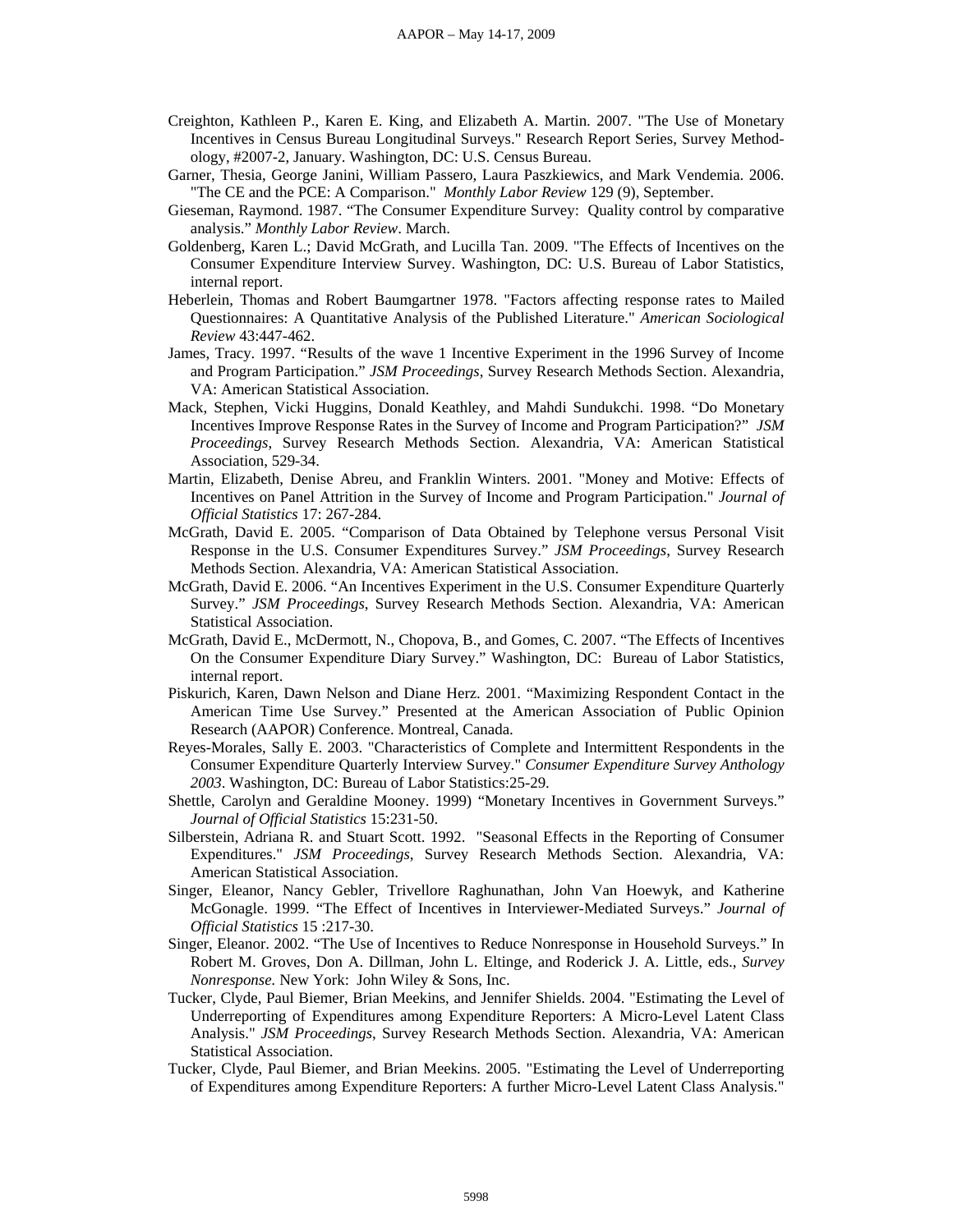Creighton, Kathleen P., Karen E. King, and Elizabeth A. Martin. 2007. "The Use of Monetary Incentives in Census Bureau Longitudinal Surveys." Research Report Series, Survey Methodology, #2007-2, January. Washington, DC: U.S. Census Bureau.

Garner, Thesia, George Janini, William Passero, Laura Paszkiewics, and Mark Vendemia. 2006. "The CE and the PCE: A Comparison." *Monthly Labor Review* 129 (9), September.

Gieseman, Raymond. 1987. "The Consumer Expenditure Survey: Quality control by comparative analysis." *Monthly Labor Review*. March.

Goldenberg, Karen L.; David McGrath, and Lucilla Tan. 2009. "The Effects of Incentives on the Consumer Expenditure Interview Survey. Washington, DC: U.S. Bureau of Labor Statistics, internal report.

Heberlein, Thomas and Robert Baumgartner 1978. "Factors affecting response rates to Mailed Questionnaires: A Quantitative Analysis of the Published Literature." *American Sociological Review* 43:447-462.

James, Tracy. 1997. "Results of the wave 1 Incentive Experiment in the 1996 Survey of Income and Program Participation." *JSM Proceedings*, Survey Research Methods Section. Alexandria, VA: American Statistical Association.

Mack, Stephen, Vicki Huggins, Donald Keathley, and Mahdi Sundukchi. 1998. "Do Monetary Incentives Improve Response Rates in the Survey of Income and Program Participation?" *JSM Proceedings*, Survey Research Methods Section. Alexandria, VA: American Statistical Association, 529-34.

Martin, Elizabeth, Denise Abreu, and Franklin Winters. 2001. "Money and Motive: Effects of Incentives on Panel Attrition in the Survey of Income and Program Participation." *Journal of Official Statistics* 17: 267-284.

McGrath, David E. 2005. "Comparison of Data Obtained by Telephone versus Personal Visit Response in the U.S. Consumer Expenditures Survey." *JSM Proceedings*, Survey Research Methods Section. Alexandria, VA: American Statistical Association.

McGrath, David E. 2006. "An Incentives Experiment in the U.S. Consumer Expenditure Quarterly Survey." *JSM Proceedings*, Survey Research Methods Section. Alexandria, VA: American Statistical Association.

McGrath, David E., McDermott, N., Chopova, B., and Gomes, C. 2007. "The Effects of Incentives On the Consumer Expenditure Diary Survey." Washington, DC: Bureau of Labor Statistics, internal report.

Piskurich, Karen, Dawn Nelson and Diane Herz. 2001. "Maximizing Respondent Contact in the American Time Use Survey." Presented at the American Association of Public Opinion Research (AAPOR) Conference. Montreal, Canada.

Reyes-Morales, Sally E. 2003. "Characteristics of Complete and Intermittent Respondents in the Consumer Expenditure Quarterly Interview Survey." *Consumer Expenditure Survey Anthology 2003*. Washington, DC: Bureau of Labor Statistics:25-29.

Shettle, Carolyn and Geraldine Mooney. 1999) "Monetary Incentives in Government Surveys." *Journal of Official Statistics* 15:231-50.

Silberstein, Adriana R. and Stuart Scott. 1992. "Seasonal Effects in the Reporting of Consumer Expenditures." *JSM Proceedings*, Survey Research Methods Section. Alexandria, VA: American Statistical Association.

Singer, Eleanor, Nancy Gebler, Trivellore Raghunathan, John Van Hoewyk, and Katherine McGonagle. 1999. "The Effect of Incentives in Interviewer-Mediated Surveys." *Journal of Official Statistics* 15 :217-30.

Singer, Eleanor. 2002. "The Use of Incentives to Reduce Nonresponse in Household Surveys." In Robert M. Groves, Don A. Dillman, John L. Eltinge, and Roderick J. A. Little, eds., *Survey Nonresponse*. New York: John Wiley & Sons, Inc.

Tucker, Clyde, Paul Biemer, Brian Meekins, and Jennifer Shields. 2004. "Estimating the Level of Underreporting of Expenditures among Expenditure Reporters: A Micro-Level Latent Class Analysis." *JSM Proceedings*, Survey Research Methods Section. Alexandria, VA: American Statistical Association.

Tucker, Clyde, Paul Biemer, and Brian Meekins. 2005. "Estimating the Level of Underreporting of Expenditures among Expenditure Reporters: A further Micro-Level Latent Class Analysis."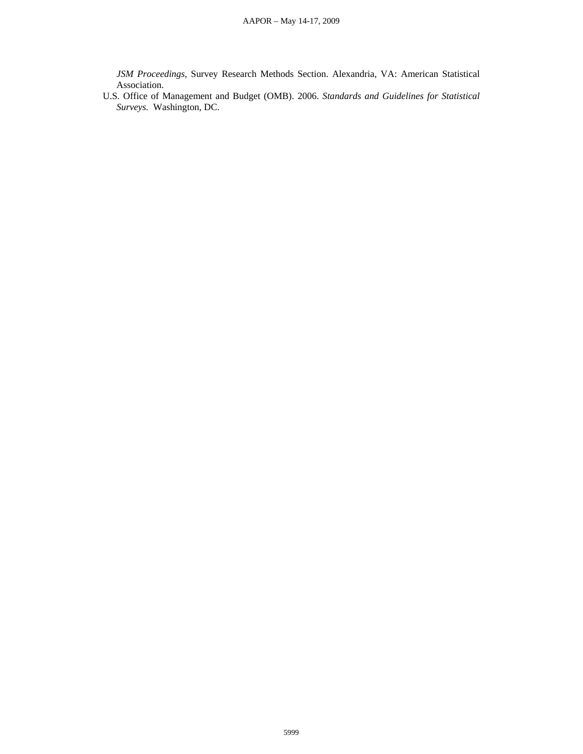*JSM Proceedings*, Survey Research Methods Section. Alexandria, VA: American Statistical Association.

U.S. Office of Management and Budget (OMB). 2006. *Standards and Guidelines for Statistical Surveys.* Washington, DC.